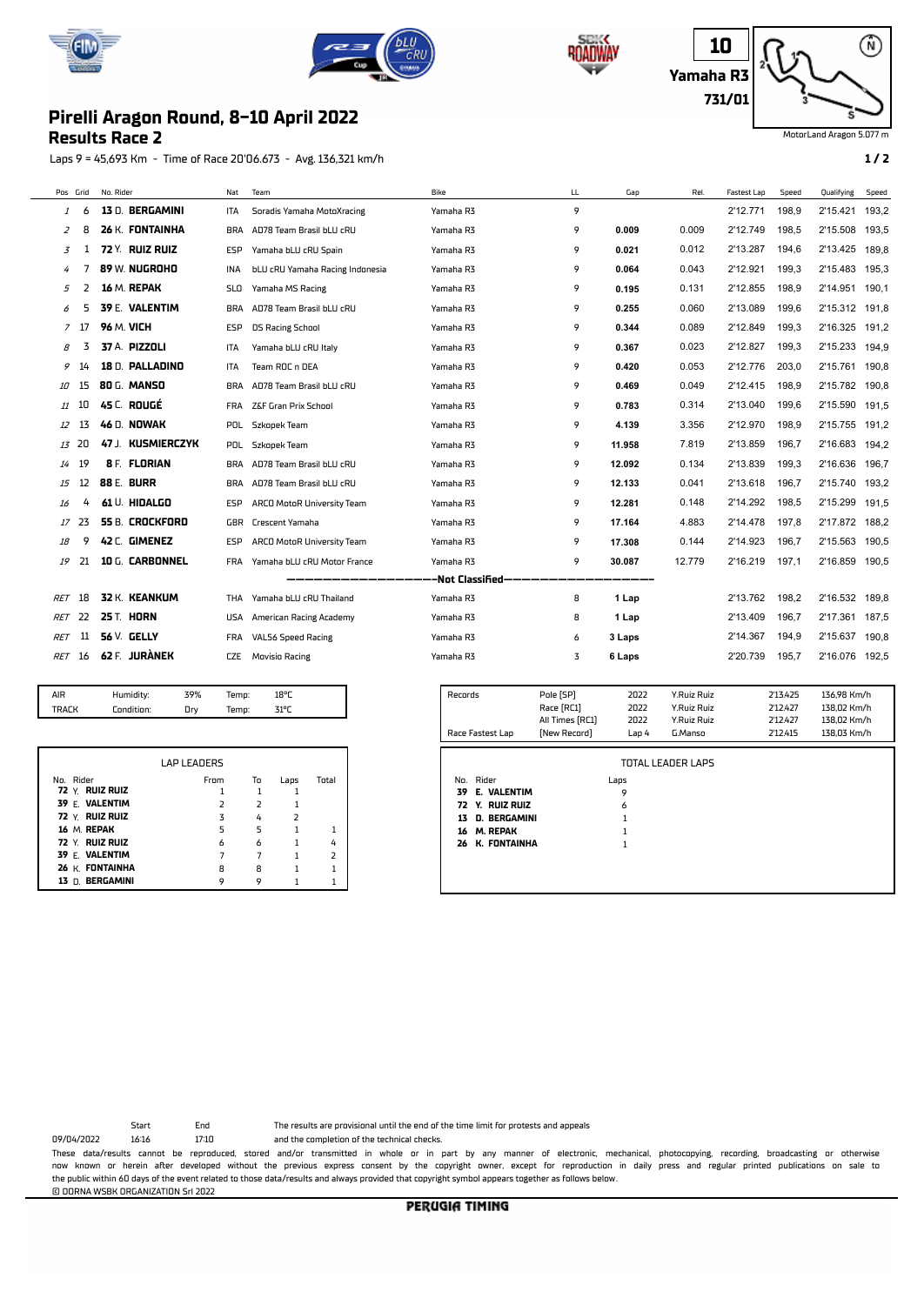# Pirelli Aragon Round, 8-10 April 2022

## Results Race 2

10 Yamaha R3 731/01

MotorLand Aragon 5.077 m

Laps 9 = 45,693 Km - Time of Race 20'06.673 - Avg. 136,321 km/h

| Pos | Grid | No. Rider | Nat | Team | Bike | LL | Gap | Rel. | Fastest Lap | Speed | Qualifying | Speed |
|---|---|---|---|---|---|---|---|---|---|---|---|---|
| 1 | 6 | 13 D. **BERGAMINI** | ITA | Soradis Yamaha MotoXracing | Yamaha R3 | 9 | | | 2'12.771 | 198,9 | 2'15.421 | 193,2 |
| 2 | 8 | 26 K. **FONTAINHA** | BRA | AD78 Team Brasil bLU cRU | Yamaha R3 | 9 | **0.009** | 0.009 | 2'12.749 | 198,5 | 2'15.508 | 193,5 |
| 3 | 1 | 72 Y. **RUIZ RUIZ** | ESP | Yamaha bLU cRU Spain | Yamaha R3 | 9 | **0.021** | 0.012 | 2'13.287 | 194,6 | 2'13.425 | 189,8 |
| 4 | 7 | 89 W. **NUGROHO** | INA | bLU cRU Yamaha Racing Indonesia | Yamaha R3 | 9 | **0.064** | 0.043 | 2'12.921 | 199,3 | 2'15.483 | 195,3 |
| 5 | 2 | 16 M. **REPAK** | SLO | Yamaha MS Racing | Yamaha R3 | 9 | **0.195** | 0.131 | 2'12.855 | 198,9 | 2'14.951 | 190,1 |
| 6 | 5 | 39 E. **VALENTIM** | BRA | AD78 Team Brasil bLU cRU | Yamaha R3 | 9 | **0.255** | 0.060 | 2'13.089 | 199,6 | 2'15.312 | 191,8 |
| 7 | 17 | 96 M. **VICH** | ESP | DS Racing School | Yamaha R3 | 9 | **0.344** | 0.089 | 2'12.849 | 199,3 | 2'16.325 | 191,2 |
| 8 | 3 | 37 A. **PIZZOLI** | ITA | Yamaha bLU cRU Italy | Yamaha R3 | 9 | **0.367** | 0.023 | 2'12.827 | 199,3 | 2'15.233 | 194,9 |
| 9 | 14 | 18 D. **PALLADINO** | ITA | Team ROC n DEA | Yamaha R3 | 9 | **0.420** | 0.053 | 2'12.776 | 203,0 | 2'15.761 | 190,8 |
| 10 | 15 | 80 G. **MANSO** | BRA | AD78 Team Brasil bLU cRU | Yamaha R3 | 9 | **0.469** | 0.049 | 2'12.415 | 198,9 | 2'15.782 | 190,8 |
| 11 | 10 | 45 C. **ROUGÉ** | FRA | Z&F Gran Prix School | Yamaha R3 | 9 | **0.783** | 0.314 | 2'13.040 | 199,6 | 2'15.590 | 191,5 |
| 12 | 13 | 46 D. **NOWAK** | POL | Szkopek Team | Yamaha R3 | 9 | **4.139** | 3.356 | 2'12.970 | 198,9 | 2'15.755 | 191,2 |
| 13 | 20 | 47 J. **KUSMIERCZYK** | POL | Szkopek Team | Yamaha R3 | 9 | **11.958** | 7.819 | 2'13.859 | 196,7 | 2'16.683 | 194,2 |
| 14 | 19 | 8 F. **FLORIAN** | BRA | AD78 Team Brasil bLU cRU | Yamaha R3 | 9 | **12.092** | 0.134 | 2'13.839 | 199,3 | 2'16.636 | 196,7 |
| 15 | 12 | 88 E. **BURR** | BRA | AD78 Team Brasil bLU cRU | Yamaha R3 | 9 | **12.133** | 0.041 | 2'13.618 | 196,7 | 2'15.740 | 193,2 |
| 16 | 4 | 61 U. **HIDALGO** | ESP | ARCO MotoR University Team | Yamaha R3 | 9 | **12.281** | 0.148 | 2'14.292 | 198,5 | 2'15.299 | 191,5 |
| 17 | 23 | 55 B. **CROCKFORD** | GBR | Crescent Yamaha | Yamaha R3 | 9 | **17.164** | 4.883 | 2'14.478 | 197,8 | 2'17.872 | 188,2 |
| 18 | 9 | 42 C. **GIMENEZ** | ESP | ARCO MotoR University Team | Yamaha R3 | 9 | **17.308** | 0.144 | 2'14.923 | 196,7 | 2'15.563 | 190,5 |
| 19 | 21 | 10 G. **CARBONNEL** | FRA | Yamaha bLU cRU Motor France | Yamaha R3 | 9 | **30.087** | 12.779 | 2'16.219 | 197,1 | 2'16.859 | 190,5 |
| | | | | | **Not Classified** | | | | | | | |
| RET | 18 | 32 K. **KEANKUM** | THA | Yamaha bLU cRU Thailand | Yamaha R3 | 8 | **1 Lap** | | 2'13.762 | 198,2 | 2'16.532 | 189,8 |
| RET | 22 | 25 T. **HORN** | USA | American Racing Academy | Yamaha R3 | 8 | **1 Lap** | | 2'13.409 | 196,7 | 2'17.361 | 187,5 |
| RET | 11 | 56 V. **GELLY** | FRA | VAL56 Speed Racing | Yamaha R3 | 6 | **3 Laps** | | 2'14.367 | 194,9 | 2'15.637 | 190,8 |
| RET | 16 | 62 F. **JURÀNEK** | CZE | Movisio Racing | Yamaha R3 | 3 | **6 Laps** | | 2'20.739 | 195,7 | 2'16.076 | 192,5 |

| | | | | |
|---|---|---|---|---|
| AIR | Humidity: | 39% | Temp: | 18°C |
| TRACK | Condition: | Dry | Temp: | 31°C |

| Records | | | | | |
|---|---|---|---|---|---|
| | Pole [SP] | 2022 | Y.Ruiz Ruiz | 2'13.425 | 136,98 Km/h |
| | Race [RC1] | 2022 | Y.Ruiz Ruiz | 2'12.427 | 138,02 Km/h |
| | All Times [RC1] | 2022 | Y.Ruiz Ruiz | 2'12.427 | 138,02 Km/h |
| Race Fastest Lap | [New Record] | Lap 4 | G.Manso | 2'12.415 | 138,03 Km/h |

**LAP LEADERS**

| No. | Rider | From | To | Laps | Total |
|---|---|---|---|---|---|
| 72 | Y. **RUIZ RUIZ** | 1 | 1 | 1 | |
| 39 | E. **VALENTIM** | 2 | 2 | 1 | |
| 72 | Y. **RUIZ RUIZ** | 3 | 4 | 2 | |
| 16 | M. **REPAK** | 5 | 5 | 1 | 1 |
| 72 | Y. **RUIZ RUIZ** | 6 | 6 | 1 | 4 |
| 39 | E. **VALENTIM** | 7 | 7 | 1 | 2 |
| 26 | K. **FONTAINHA** | 8 | 8 | 1 | 1 |
| 13 | D. **BERGAMINI** | 9 | 9 | 1 | 1 |

**TOTAL LEADER LAPS**

| No. | Rider | Laps |
|---|---|---|
| 39 | **E. VALENTIM** | 9 |
| 72 | **Y. RUIZ RUIZ** | 6 |
| 13 | **D. BERGAMINI** | 1 |
| 16 | **M. REPAK** | 1 |
| 26 | **K. FONTAINHA** | 1 |

| | Start | End |
|---|---|---|
| 09/04/2022 | 16:16 | 17:10 |

The results are provisional until the end of the time limit for protests and appeals and the completion of the technical checks.

These data/results cannot be reproduced, stored and/or transmitted in whole or in part by any manner of electronic, mechanical, photocopying, recording, broadcasting or otherwise now known or herein after developed without the previous express consent by the copyright owner, except for reproduction in daily press and regular printed publications on sale to the public within 60 days of the event related to those data/results and always provided that copyright symbol appears together as follows below.

© DORNA WSBK ORGANIZATION Srl 2022

PERUGIA TIMING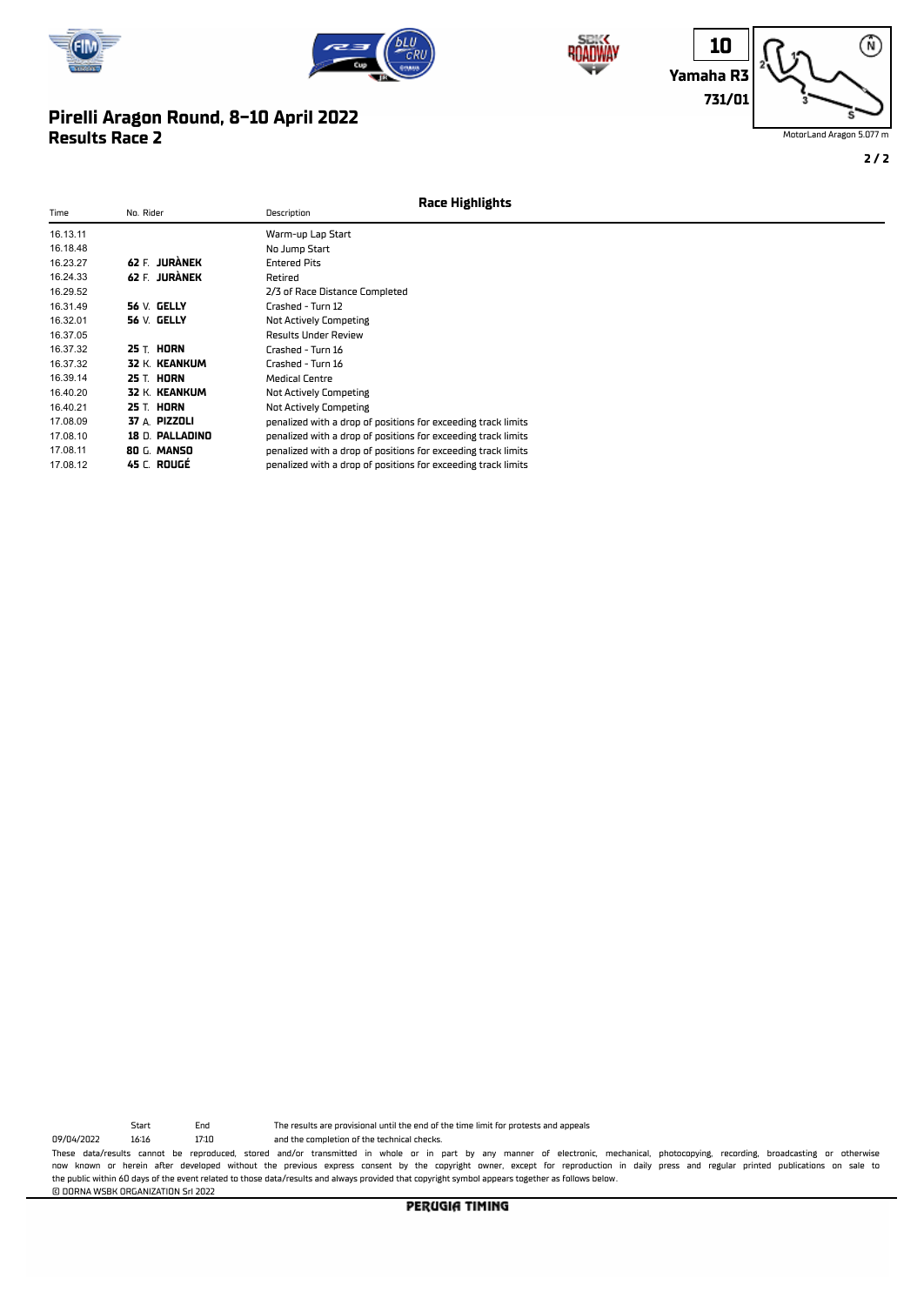## Pirelli Aragon Round, 8-10 April 2022
### Results Race 2

10
Yamaha R3
731/01

MotorLand Aragon 5.077 m

### Race Highlights

| Time | No. Rider | Description |
|---|---|---|
| 16.13.11 | | Warm-up Lap Start |
| 16.18.48 | | No Jump Start |
| 16.23.27 | **62** F. **JURÀNEK** | Entered Pits |
| 16.24.33 | **62** F. **JURÀNEK** | Retired |
| 16.29.52 | | 2/3 of Race Distance Completed |
| 16.31.49 | **56** V. **GELLY** | Crashed - Turn 12 |
| 16.32.01 | **56** V. **GELLY** | Not Actively Competing |
| 16.37.05 | | Results Under Review |
| 16.37.32 | **25** T. **HORN** | Crashed - Turn 16 |
| 16.37.32 | **32** K. **KEANKUM** | Crashed - Turn 16 |
| 16.39.14 | **25** T. **HORN** | Medical Centre |
| 16.40.20 | **32** K. **KEANKUM** | Not Actively Competing |
| 16.40.21 | **25** T. **HORN** | Not Actively Competing |
| 17.08.09 | **37** A. **PIZZOLI** | penalized with a drop of positions for exceeding track limits |
| 17.08.10 | **18** D. **PALLADINO** | penalized with a drop of positions for exceeding track limits |
| 17.08.11 | **80** G. **MANSO** | penalized with a drop of positions for exceeding track limits |
| 17.08.12 | **45** C. **ROUGÉ** | penalized with a drop of positions for exceeding track limits |

| | Start | End |
|---|---|---|
| 09/04/2022 | 16:16 | 17:10 |

The results are provisional until the end of the time limit for protests and appeals and the completion of the technical checks.

These data/results cannot be reproduced, stored and/or transmitted in whole or in part by any manner of electronic, mechanical, photocopying, recording, broadcasting or otherwise now known or herein after developed without the previous express consent by the copyright owner, except for reproduction in daily press and regular printed publications on sale to the public within 60 days of the event related to those data/results and always provided that copyright symbol appears together as follows below.
© DORNA WSBK ORGANIZATION Srl 2022

PERUGIA TIMING